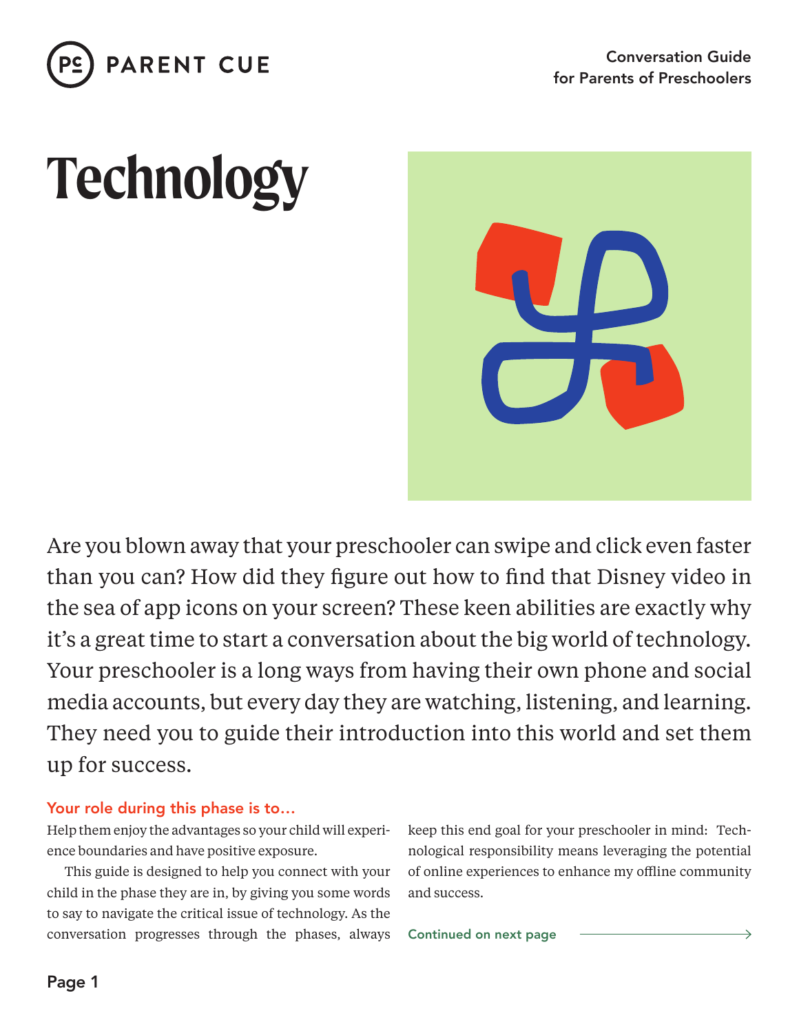Conversation Guide
for Parents of Preschoolers

# Technology

Are you blown away that your preschooler can swipe and click even faster than you can? How did they figure out how to find that Disney video in the sea of app icons on your screen? These keen abilities are exactly why it's a great time to start a conversation about the big world of technology. Your preschooler is a long ways from having their own phone and social media accounts, but every day they are watching, listening, and learning. They need you to guide their introduction into this world and set them up for success.

### Your role during this phase is to…

Help them enjoy the advantages so your child will experience boundaries and have positive exposure.

This guide is designed to help you connect with your child in the phase they are in, by giving you some words to say to navigate the critical issue of technology. As the conversation progresses through the phases, always keep this end goal for your preschooler in mind: Technological responsibility means leveraging the potential of online experiences to enhance my offline community and success.

Continued on next page →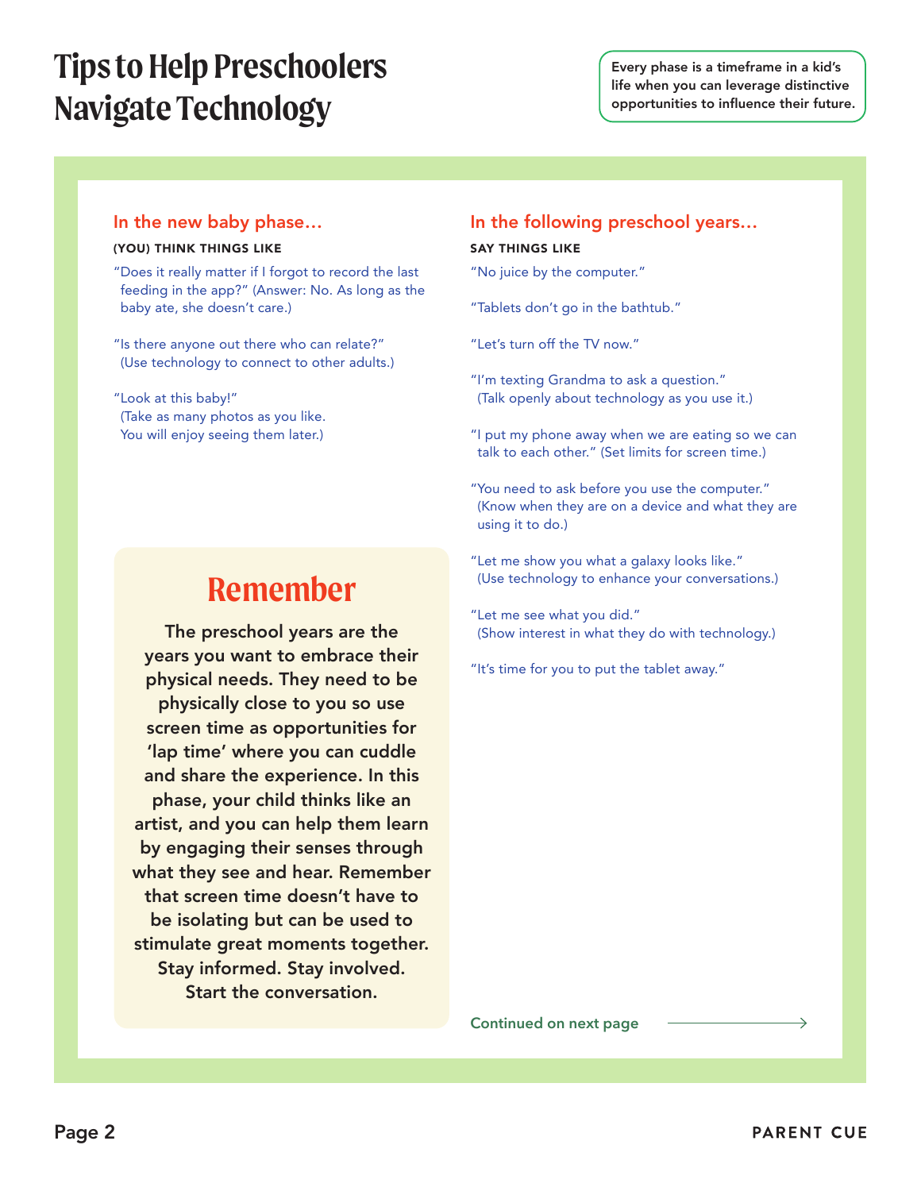# Tips to Help Preschoolers Navigate Technology

Every phase is a timeframe in a kid's life when you can leverage distinctive opportunities to influence their future.

## In the new baby phase…

**(YOU) THINK THINGS LIKE**

"Does it really matter if I forgot to record the last feeding in the app?" (Answer: No. As long as the baby ate, she doesn't care.)

"Is there anyone out there who can relate?" (Use technology to connect to other adults.)

"Look at this baby!" (Take as many photos as you like. You will enjoy seeing them later.)

## Remember

**The preschool years are the years you want to embrace their physical needs. They need to be physically close to you so use screen time as opportunities for 'lap time' where you can cuddle and share the experience. In this phase, your child thinks like an artist, and you can help them learn by engaging their senses through what they see and hear. Remember that screen time doesn't have to be isolating but can be used to stimulate great moments together. Stay informed. Stay involved. Start the conversation.**

## In the following preschool years…

**SAY THINGS LIKE**

"No juice by the computer."

"Tablets don't go in the bathtub."

"Let's turn off the TV now."

"I'm texting Grandma to ask a question." (Talk openly about technology as you use it.)

"I put my phone away when we are eating so we can talk to each other." (Set limits for screen time.)

"You need to ask before you use the computer." (Know when they are on a device and what they are using it to do.)

"Let me show you what a galaxy looks like." (Use technology to enhance your conversations.)

"Let me see what you did." (Show interest in what they do with technology.)

"It's time for you to put the tablet away."

Continued on next page →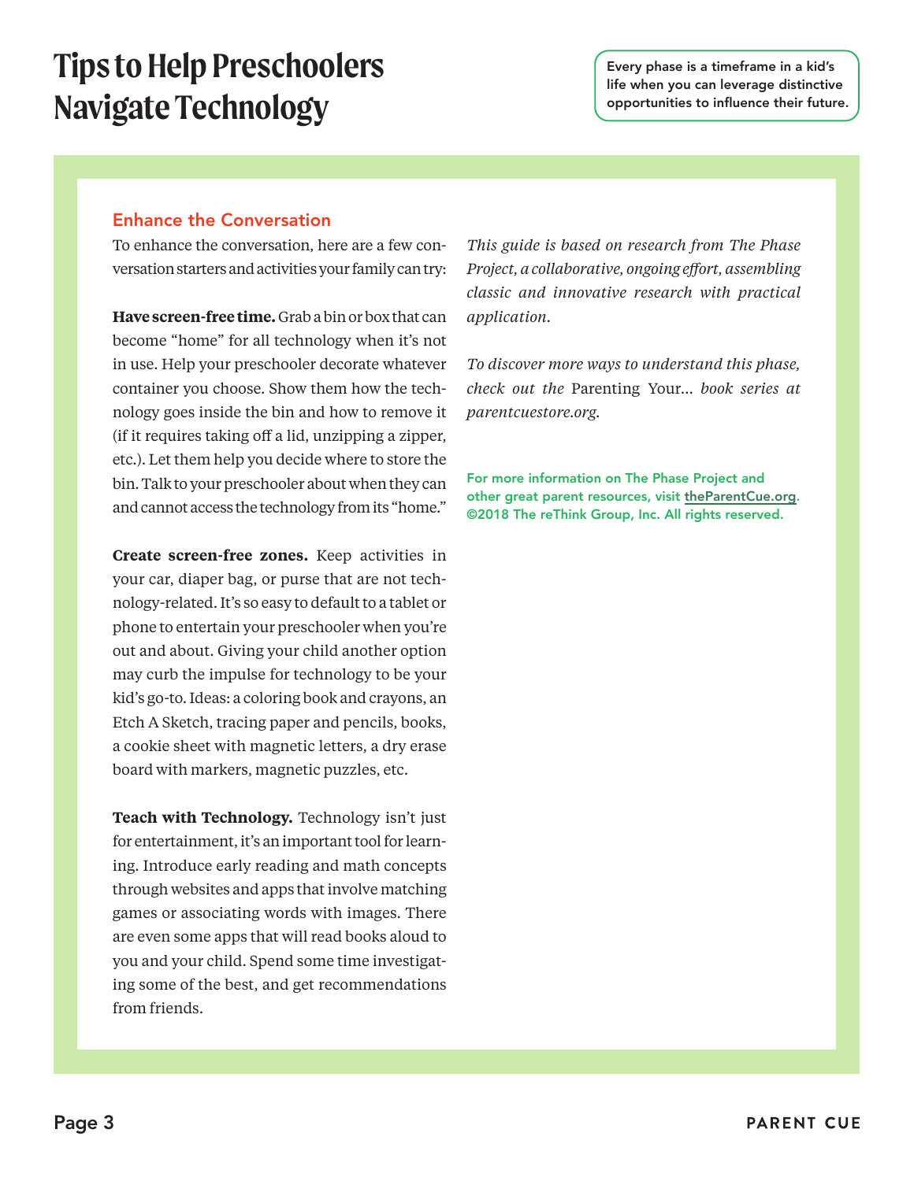# Tips to Help Preschoolers Navigate Technology

Every phase is a timeframe in a kid's life when you can leverage distinctive opportunities to influence their future.

## Enhance the Conversation

To enhance the conversation, here are a few conversation starters and activities your family can try:

**Have screen-free time.** Grab a bin or box that can become "home" for all technology when it's not in use. Help your preschooler decorate whatever container you choose. Show them how the technology goes inside the bin and how to remove it (if it requires taking off a lid, unzipping a zipper, etc.). Let them help you decide where to store the bin. Talk to your preschooler about when they can and cannot access the technology from its "home."

**Create screen-free zones.** Keep activities in your car, diaper bag, or purse that are not technology-related. It's so easy to default to a tablet or phone to entertain your preschooler when you're out and about. Giving your child another option may curb the impulse for technology to be your kid's go-to. Ideas: a coloring book and crayons, an Etch A Sketch, tracing paper and pencils, books, a cookie sheet with magnetic letters, a dry erase board with markers, magnetic puzzles, etc.

**Teach with Technology.** Technology isn't just for entertainment, it's an important tool for learning. Introduce early reading and math concepts through websites and apps that involve matching games or associating words with images. There are even some apps that will read books aloud to you and your child. Spend some time investigating some of the best, and get recommendations from friends.

*This guide is based on research from The Phase Project, a collaborative, ongoing effort, assembling classic and innovative research with practical application.*

*To discover more ways to understand this phase, check out the* Parenting Your... *book series at parentcuestore.org.*

For more information on The Phase Project and other great parent resources, visit theParentCue.org.
©2018 The reThink Group, Inc. All rights reserved.